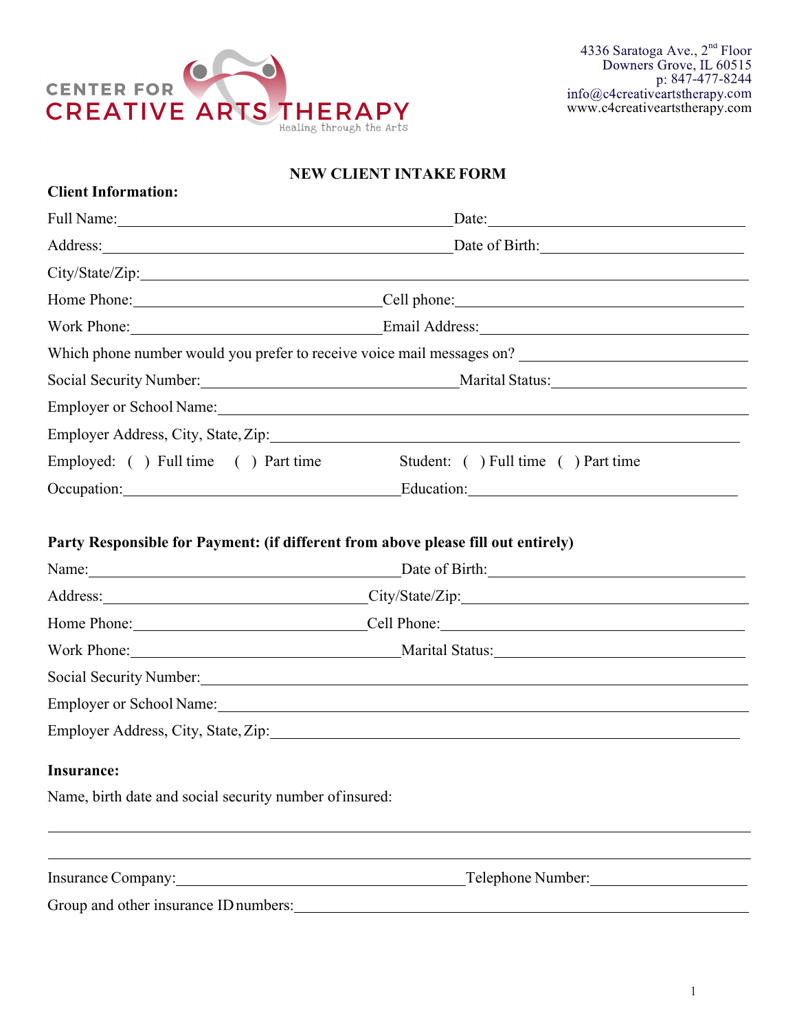CENTER FOR
CREATIVE ARTS THERAPY
Healing through the Arts

4336 Saratoga Ave., 2nd Floor
Downers Grove, IL 60515
p: 847-477-8244
info@c4creativeartstherapy.com
www.c4creativeartstherapy.com

# NEW CLIENT INTAKE FORM

**Client Information:**

Full Name:_______________________________________ Date:_______________________________

Address:_________________________________________ Date of Birth:_________________________

City/State/Zip:____________________________________________________________________

Home Phone:____________________________ Cell phone:_________________________________

Work Phone:____________________________ Email Address:______________________________

Which phone number would you prefer to receive voice mail messages on? ___________________

Social Security Number:_____________________________ Marital Status:___________________

Employer or School Name:_____________________________________________________________

Employer Address, City, State, Zip:___________________________________________________

Employed: ( ) Full time ( ) Part time Student: ( ) Full time ( ) Part time

Occupation:______________________________ Education:________________________________

**Party Responsible for Payment: (if different from above please fill out entirely)**

Name:___________________________________ Date of Birth:__________________________

Address:_________________________________ City/State/Zip:_________________________

Home Phone:______________________________ Cell Phone:____________________________

Work Phone:______________________________ Marital Status:________________________

Social Security Number:______________________________________________________________

Employer or School Name:_____________________________________________________________

Employer Address, City, State, Zip:___________________________________________________

**Insurance:**

Name, birth date and social security number of insured:

___________________________________________________________________________________

___________________________________________________________________________________

Insurance Company:_______________________________ Telephone Number:____________________

Group and other insurance ID numbers:_________________________________________________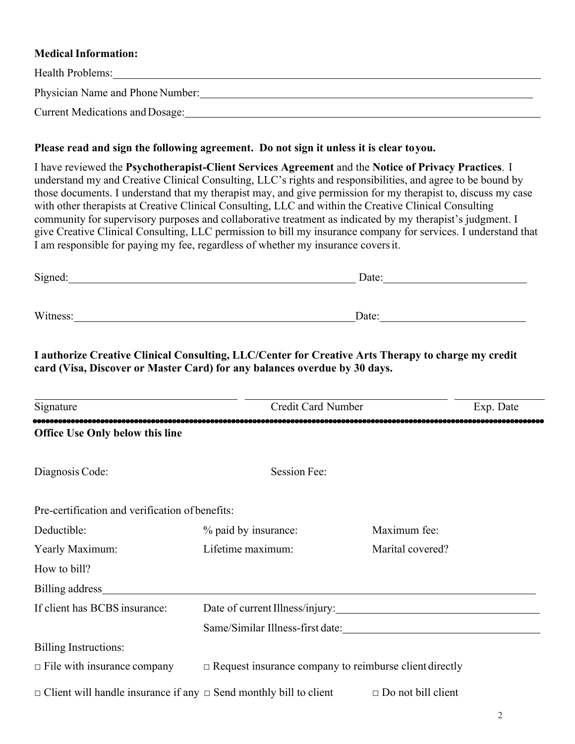**Medical Information:**

Health Problems: ______________________________________________________________

Physician Name and Phone Number: ______________________________________________

Current Medications and Dosage: ________________________________________________

**Please read and sign the following agreement. Do not sign it unless it is clear to you.**

I have reviewed the **Psychotherapist-Client Services Agreement** and the **Notice of Privacy Practices**. I understand my and Creative Clinical Consulting, LLC's rights and responsibilities, and agree to be bound by those documents. I understand that my therapist may, and give permission for my therapist to, discuss my case with other therapists at Creative Clinical Consulting, LLC and within the Creative Clinical Consulting community for supervisory purposes and collaborative treatment as indicated by my therapist's judgment. I give Creative Clinical Consulting, LLC permission to bill my insurance company for services. I understand that I am responsible for paying my fee, regardless of whether my insurance covers it.

Signed: ______________________________________ Date: ____________________

Witness: _____________________________________ Date: ____________________

**I authorize Creative Clinical Consulting, LLC/Center for Creative Arts Therapy to charge my credit card (Visa, Discover or Master Card) for any balances overdue by 30 days.**

| Signature | Credit Card Number | Exp. Date |
|---|---|---|
| | | |

---

**Office Use Only below this line**

Diagnosis Code: Session Fee:

Pre-certification and verification of benefits:

| Deductible: | % paid by insurance: | Maximum fee: |
|---|---|---|
| Yearly Maximum: | Lifetime maximum: | Marital covered? |

How to bill?

Billing address ______________________________________________________________

If client has BCBS insurance: Date of current Illness/injury: ______________________________

Same/Similar Illness-first date: ______________________________

Billing Instructions:

□ File with insurance company □ Request insurance company to reimburse client directly

□ Client will handle insurance if any □ Send monthly bill to client □ Do not bill client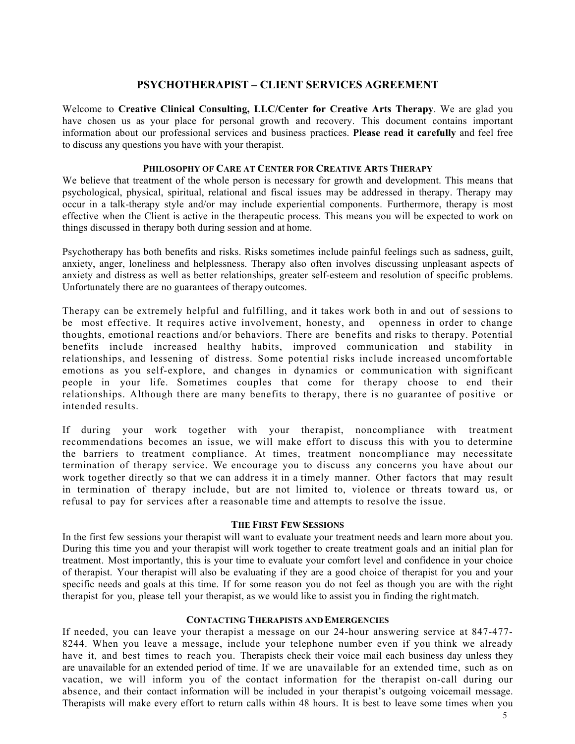# PSYCHOTHERAPIST – CLIENT SERVICES AGREEMENT

Welcome to **Creative Clinical Consulting, LLC/Center for Creative Arts Therapy**. We are glad you have chosen us as your place for personal growth and recovery. This document contains important information about our professional services and business practices. **Please read it carefully** and feel free to discuss any questions you have with your therapist.

### PHILOSOPHY OF CARE AT CENTER FOR CREATIVE ARTS THERAPY

We believe that treatment of the whole person is necessary for growth and development. This means that psychological, physical, spiritual, relational and fiscal issues may be addressed in therapy. Therapy may occur in a talk-therapy style and/or may include experiential components. Furthermore, therapy is most effective when the Client is active in the therapeutic process. This means you will be expected to work on things discussed in therapy both during session and at home.

Psychotherapy has both benefits and risks. Risks sometimes include painful feelings such as sadness, guilt, anxiety, anger, loneliness and helplessness. Therapy also often involves discussing unpleasant aspects of anxiety and distress as well as better relationships, greater self-esteem and resolution of specific problems. Unfortunately there are no guarantees of therapy outcomes.

Therapy can be extremely helpful and fulfilling, and it takes work both in and out of sessions to be most effective. It requires active involvement, honesty, and openness in order to change thoughts, emotional reactions and/or behaviors. There are benefits and risks to therapy. Potential benefits include increased healthy habits, improved communication and stability in relationships, and lessening of distress. Some potential risks include increased uncomfortable emotions as you self-explore, and changes in dynamics or communication with significant people in your life. Sometimes couples that come for therapy choose to end their relationships. Although there are many benefits to therapy, there is no guarantee of positive or intended results.

If during your work together with your therapist, noncompliance with treatment recommendations becomes an issue, we will make effort to discuss this with you to determine the barriers to treatment compliance. At times, treatment noncompliance may necessitate termination of therapy service. We encourage you to discuss any concerns you have about our work together directly so that we can address it in a timely manner. Other factors that may result in termination of therapy include, but are not limited to, violence or threats toward us, or refusal to pay for services after a reasonable time and attempts to resolve the issue.

### THE FIRST FEW SESSIONS

In the first few sessions your therapist will want to evaluate your treatment needs and learn more about you. During this time you and your therapist will work together to create treatment goals and an initial plan for treatment. Most importantly, this is your time to evaluate your comfort level and confidence in your choice of therapist. Your therapist will also be evaluating if they are a good choice of therapist for you and your specific needs and goals at this time. If for some reason you do not feel as though you are with the right therapist for you, please tell your therapist, as we would like to assist you in finding the right match.

### CONTACTING THERAPISTS AND EMERGENCIES

If needed, you can leave your therapist a message on our 24-hour answering service at 847-477-8244. When you leave a message, include your telephone number even if you think we already have it, and best times to reach you. Therapists check their voice mail each business day unless they are unavailable for an extended period of time. If we are unavailable for an extended time, such as on vacation, we will inform you of the contact information for the therapist on-call during our absence, and their contact information will be included in your therapist's outgoing voicemail message. Therapists will make every effort to return calls within 48 hours. It is best to leave some times when you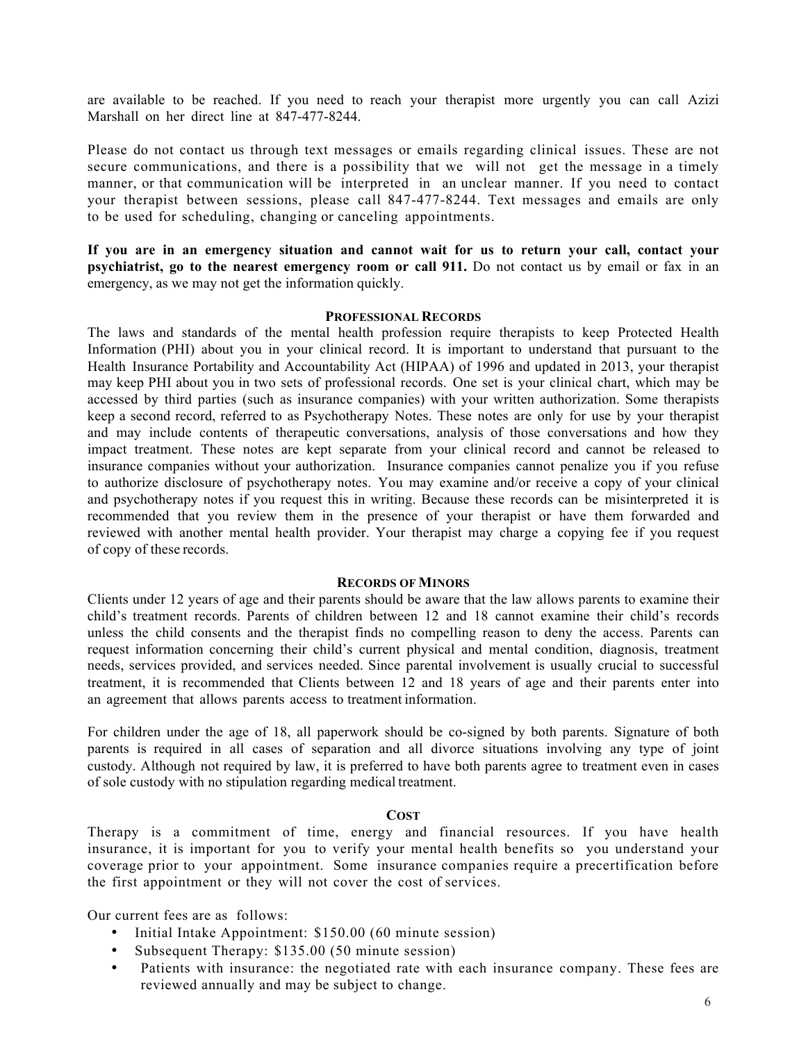are available to be reached. If you need to reach your therapist more urgently you can call Azizi Marshall on her direct line at 847-477-8244.

Please do not contact us through text messages or emails regarding clinical issues. These are not secure communications, and there is a possibility that we will not get the message in a timely manner, or that communication will be interpreted in an unclear manner. If you need to contact your therapist between sessions, please call 847-477-8244. Text messages and emails are only to be used for scheduling, changing or canceling appointments.

**If you are in an emergency situation and cannot wait for us to return your call, contact your psychiatrist, go to the nearest emergency room or call 911.** Do not contact us by email or fax in an emergency, as we may not get the information quickly.

## PROFESSIONAL RECORDS

The laws and standards of the mental health profession require therapists to keep Protected Health Information (PHI) about you in your clinical record. It is important to understand that pursuant to the Health Insurance Portability and Accountability Act (HIPAA) of 1996 and updated in 2013, your therapist may keep PHI about you in two sets of professional records. One set is your clinical chart, which may be accessed by third parties (such as insurance companies) with your written authorization. Some therapists keep a second record, referred to as Psychotherapy Notes. These notes are only for use by your therapist and may include contents of therapeutic conversations, analysis of those conversations and how they impact treatment. These notes are kept separate from your clinical record and cannot be released to insurance companies without your authorization. Insurance companies cannot penalize you if you refuse to authorize disclosure of psychotherapy notes. You may examine and/or receive a copy of your clinical and psychotherapy notes if you request this in writing. Because these records can be misinterpreted it is recommended that you review them in the presence of your therapist or have them forwarded and reviewed with another mental health provider. Your therapist may charge a copying fee if you request of copy of these records.

## RECORDS OF MINORS

Clients under 12 years of age and their parents should be aware that the law allows parents to examine their child's treatment records. Parents of children between 12 and 18 cannot examine their child's records unless the child consents and the therapist finds no compelling reason to deny the access. Parents can request information concerning their child's current physical and mental condition, diagnosis, treatment needs, services provided, and services needed. Since parental involvement is usually crucial to successful treatment, it is recommended that Clients between 12 and 18 years of age and their parents enter into an agreement that allows parents access to treatment information.

For children under the age of 18, all paperwork should be co-signed by both parents. Signature of both parents is required in all cases of separation and all divorce situations involving any type of joint custody. Although not required by law, it is preferred to have both parents agree to treatment even in cases of sole custody with no stipulation regarding medical treatment.

## COST

Therapy is a commitment of time, energy and financial resources. If you have health insurance, it is important for you to verify your mental health benefits so you understand your coverage prior to your appointment. Some insurance companies require a precertification before the first appointment or they will not cover the cost of services.

Our current fees are as follows:

- Initial Intake Appointment: $150.00 (60 minute session)
- Subsequent Therapy: $135.00 (50 minute session)
- Patients with insurance: the negotiated rate with each insurance company. These fees are reviewed annually and may be subject to change.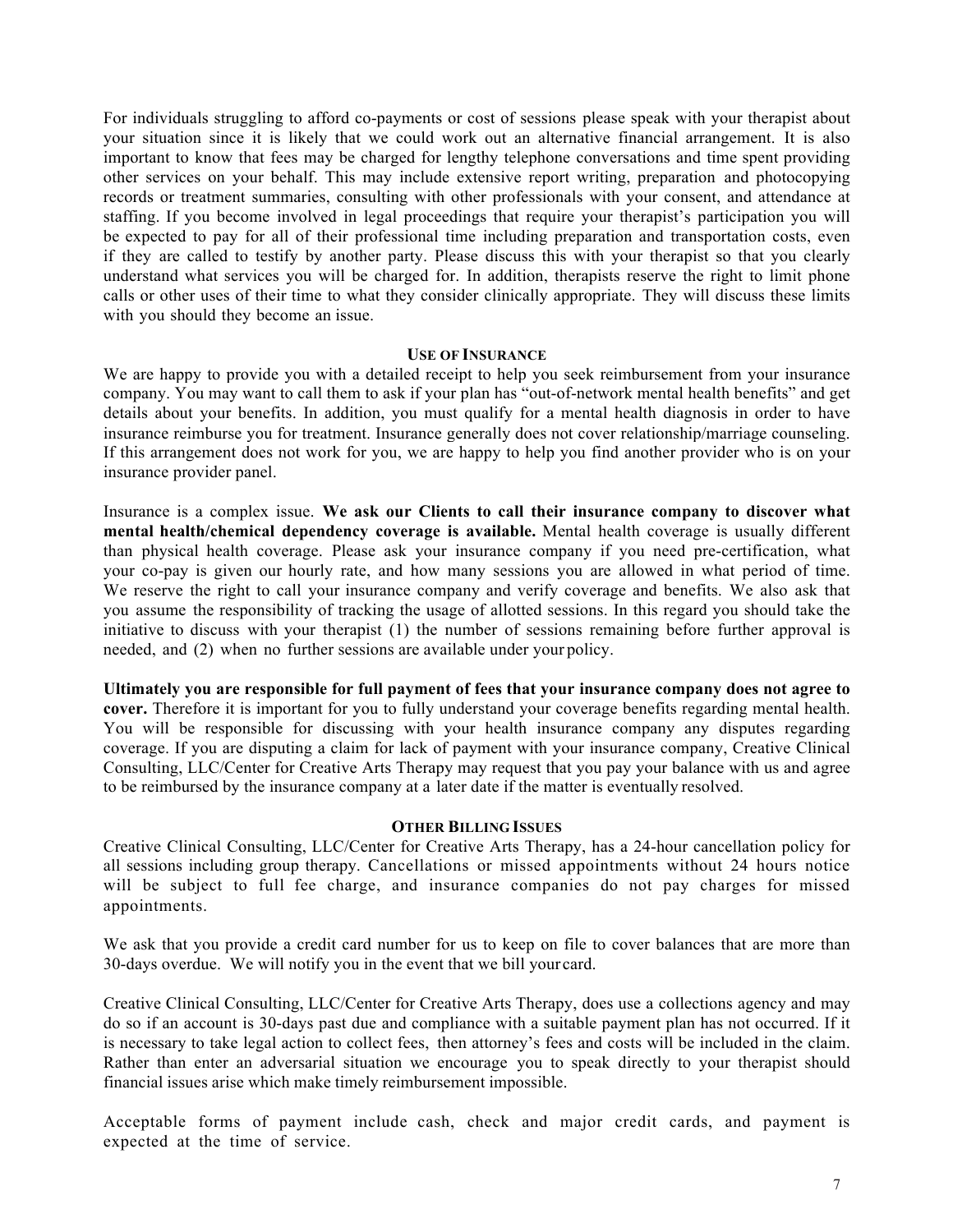For individuals struggling to afford co-payments or cost of sessions please speak with your therapist about your situation since it is likely that we could work out an alternative financial arrangement. It is also important to know that fees may be charged for lengthy telephone conversations and time spent providing other services on your behalf. This may include extensive report writing, preparation and photocopying records or treatment summaries, consulting with other professionals with your consent, and attendance at staffing. If you become involved in legal proceedings that require your therapist's participation you will be expected to pay for all of their professional time including preparation and transportation costs, even if they are called to testify by another party. Please discuss this with your therapist so that you clearly understand what services you will be charged for. In addition, therapists reserve the right to limit phone calls or other uses of their time to what they consider clinically appropriate. They will discuss these limits with you should they become an issue.

## USE OF INSURANCE

We are happy to provide you with a detailed receipt to help you seek reimbursement from your insurance company. You may want to call them to ask if your plan has "out-of-network mental health benefits" and get details about your benefits. In addition, you must qualify for a mental health diagnosis in order to have insurance reimburse you for treatment. Insurance generally does not cover relationship/marriage counseling. If this arrangement does not work for you, we are happy to help you find another provider who is on your insurance provider panel.

Insurance is a complex issue. **We ask our Clients to call their insurance company to discover what mental health/chemical dependency coverage is available.** Mental health coverage is usually different than physical health coverage. Please ask your insurance company if you need pre-certification, what your co-pay is given our hourly rate, and how many sessions you are allowed in what period of time. We reserve the right to call your insurance company and verify coverage and benefits. We also ask that you assume the responsibility of tracking the usage of allotted sessions. In this regard you should take the initiative to discuss with your therapist (1) the number of sessions remaining before further approval is needed, and (2) when no further sessions are available under your policy.

**Ultimately you are responsible for full payment of fees that your insurance company does not agree to cover.** Therefore it is important for you to fully understand your coverage benefits regarding mental health. You will be responsible for discussing with your health insurance company any disputes regarding coverage. If you are disputing a claim for lack of payment with your insurance company, Creative Clinical Consulting, LLC/Center for Creative Arts Therapy may request that you pay your balance with us and agree to be reimbursed by the insurance company at a later date if the matter is eventually resolved.

## OTHER BILLING ISSUES

Creative Clinical Consulting, LLC/Center for Creative Arts Therapy, has a 24-hour cancellation policy for all sessions including group therapy. Cancellations or missed appointments without 24 hours notice will be subject to full fee charge, and insurance companies do not pay charges for missed appointments.

We ask that you provide a credit card number for us to keep on file to cover balances that are more than 30-days overdue. We will notify you in the event that we bill your card.

Creative Clinical Consulting, LLC/Center for Creative Arts Therapy, does use a collections agency and may do so if an account is 30-days past due and compliance with a suitable payment plan has not occurred. If it is necessary to take legal action to collect fees, then attorney's fees and costs will be included in the claim. Rather than enter an adversarial situation we encourage you to speak directly to your therapist should financial issues arise which make timely reimbursement impossible.

Acceptable forms of payment include cash, check and major credit cards, and payment is expected at the time of service.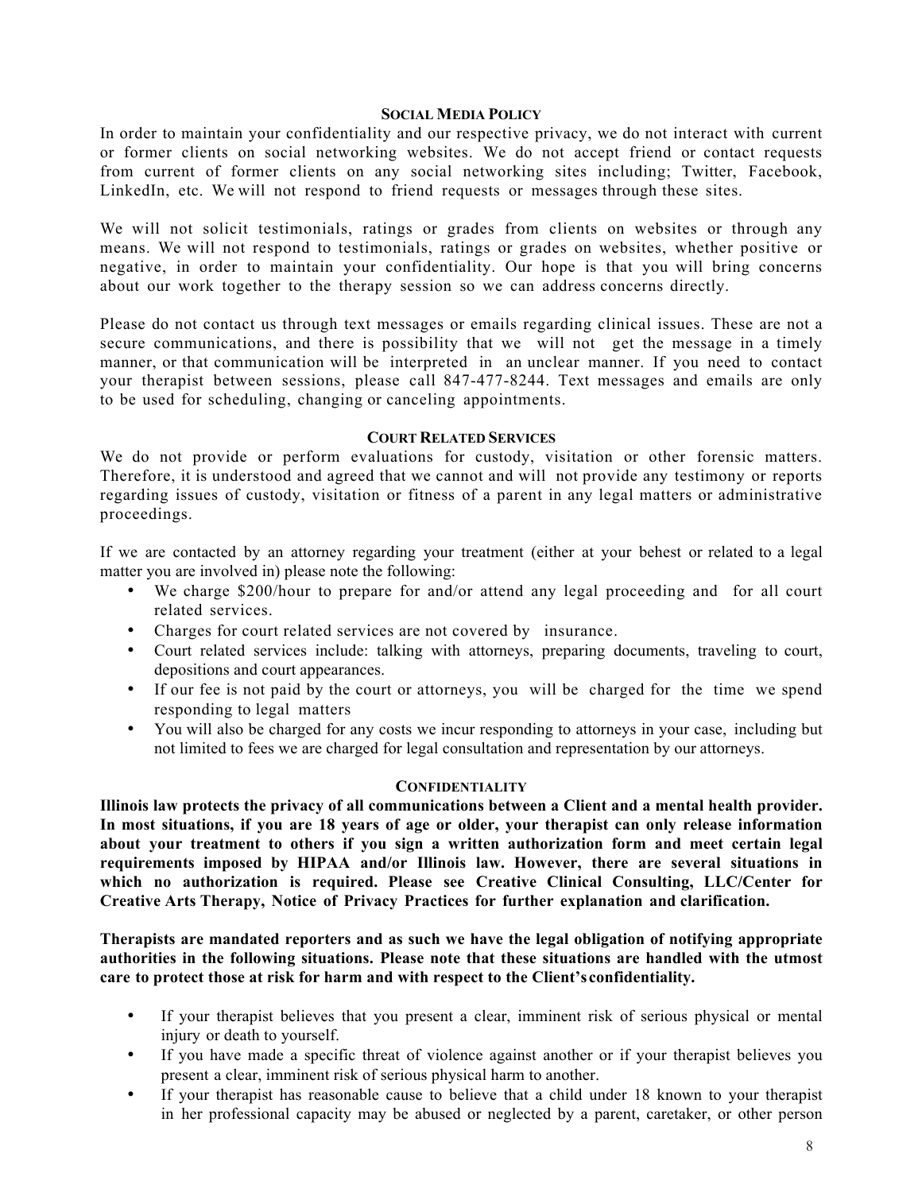## SOCIAL MEDIA POLICY

In order to maintain your confidentiality and our respective privacy, we do not interact with current or former clients on social networking websites. We do not accept friend or contact requests from current of former clients on any social networking sites including; Twitter, Facebook, LinkedIn, etc. We will not respond to friend requests or messages through these sites.

We will not solicit testimonials, ratings or grades from clients on websites or through any means. We will not respond to testimonials, ratings or grades on websites, whether positive or negative, in order to maintain your confidentiality. Our hope is that you will bring concerns about our work together to the therapy session so we can address concerns directly.

Please do not contact us through text messages or emails regarding clinical issues. These are not a secure communications, and there is possibility that we will not get the message in a timely manner, or that communication will be interpreted in an unclear manner. If you need to contact your therapist between sessions, please call 847-477-8244. Text messages and emails are only to be used for scheduling, changing or canceling appointments.

## COURT RELATED SERVICES

We do not provide or perform evaluations for custody, visitation or other forensic matters. Therefore, it is understood and agreed that we cannot and will not provide any testimony or reports regarding issues of custody, visitation or fitness of a parent in any legal matters or administrative proceedings.

If we are contacted by an attorney regarding your treatment (either at your behest or related to a legal matter you are involved in) please note the following:

- We charge $200/hour to prepare for and/or attend any legal proceeding and for all court related services.
- Charges for court related services are not covered by insurance.
- Court related services include: talking with attorneys, preparing documents, traveling to court, depositions and court appearances.
- If our fee is not paid by the court or attorneys, you will be charged for the time we spend responding to legal matters
- You will also be charged for any costs we incur responding to attorneys in your case, including but not limited to fees we are charged for legal consultation and representation by our attorneys.

## CONFIDENTIALITY

**Illinois law protects the privacy of all communications between a Client and a mental health provider. In most situations, if you are 18 years of age or older, your therapist can only release information about your treatment to others if you sign a written authorization form and meet certain legal requirements imposed by HIPAA and/or Illinois law. However, there are several situations in which no authorization is required. Please see Creative Clinical Consulting, LLC/Center for Creative Arts Therapy, Notice of Privacy Practices for further explanation and clarification.**

**Therapists are mandated reporters and as such we have the legal obligation of notifying appropriate authorities in the following situations. Please note that these situations are handled with the utmost care to protect those at risk for harm and with respect to the Client's confidentiality.**

- If your therapist believes that you present a clear, imminent risk of serious physical or mental injury or death to yourself.
- If you have made a specific threat of violence against another or if your therapist believes you present a clear, imminent risk of serious physical harm to another.
- If your therapist has reasonable cause to believe that a child under 18 known to your therapist in her professional capacity may be abused or neglected by a parent, caretaker, or other person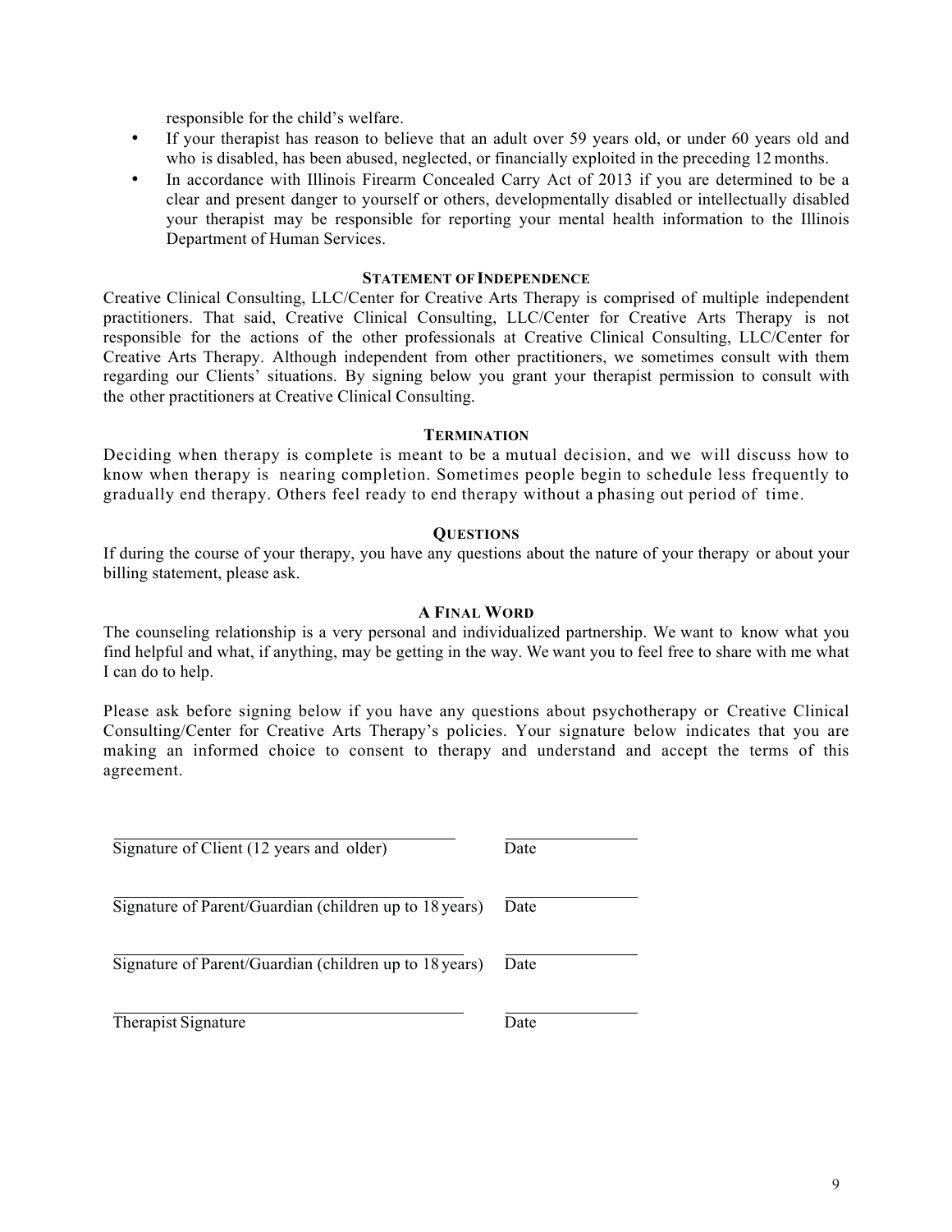responsible for the child's welfare.

- If your therapist has reason to believe that an adult over 59 years old, or under 60 years old and who is disabled, has been abused, neglected, or financially exploited in the preceding 12 months.
- In accordance with Illinois Firearm Concealed Carry Act of 2013 if you are determined to be a clear and present danger to yourself or others, developmentally disabled or intellectually disabled your therapist may be responsible for reporting your mental health information to the Illinois Department of Human Services.

### STATEMENT OF INDEPENDENCE

Creative Clinical Consulting, LLC/Center for Creative Arts Therapy is comprised of multiple independent practitioners. That said, Creative Clinical Consulting, LLC/Center for Creative Arts Therapy is not responsible for the actions of the other professionals at Creative Clinical Consulting, LLC/Center for Creative Arts Therapy. Although independent from other practitioners, we sometimes consult with them regarding our Clients' situations. By signing below you grant your therapist permission to consult with the other practitioners at Creative Clinical Consulting.

### TERMINATION

Deciding when therapy is complete is meant to be a mutual decision, and we will discuss how to know when therapy is nearing completion. Sometimes people begin to schedule less frequently to gradually end therapy. Others feel ready to end therapy without a phasing out period of time.

### QUESTIONS

If during the course of your therapy, you have any questions about the nature of your therapy or about your billing statement, please ask.

### A FINAL WORD

The counseling relationship is a very personal and individualized partnership. We want to know what you find helpful and what, if anything, may be getting in the way. We want you to feel free to share with me what I can do to help.

Please ask before signing below if you have any questions about psychotherapy or Creative Clinical Consulting/Center for Creative Arts Therapy's policies. Your signature below indicates that you are making an informed choice to consent to therapy and understand and accept the terms of this agreement.

\_\_\_\_\_\_\_\_\_\_\_\_\_\_\_\_\_\_\_\_\_\_\_\_\_\_\_\_\_\_\_\_\_\_\_\_\_\_\_\_ \_\_\_\_\_\_\_\_\_\_\_\_\_\_\_
Signature of Client (12 years and older) Date

\_\_\_\_\_\_\_\_\_\_\_\_\_\_\_\_\_\_\_\_\_\_\_\_\_\_\_\_\_\_\_\_\_\_\_\_\_\_\_\_ \_\_\_\_\_\_\_\_\_\_\_\_\_\_\_
Signature of Parent/Guardian (children up to 18 years) Date

\_\_\_\_\_\_\_\_\_\_\_\_\_\_\_\_\_\_\_\_\_\_\_\_\_\_\_\_\_\_\_\_\_\_\_\_\_\_\_\_ \_\_\_\_\_\_\_\_\_\_\_\_\_\_\_
Signature of Parent/Guardian (children up to 18 years) Date

\_\_\_\_\_\_\_\_\_\_\_\_\_\_\_\_\_\_\_\_\_\_\_\_\_\_\_\_\_\_\_\_\_\_\_\_\_\_\_\_ \_\_\_\_\_\_\_\_\_\_\_\_\_\_\_
Therapist Signature Date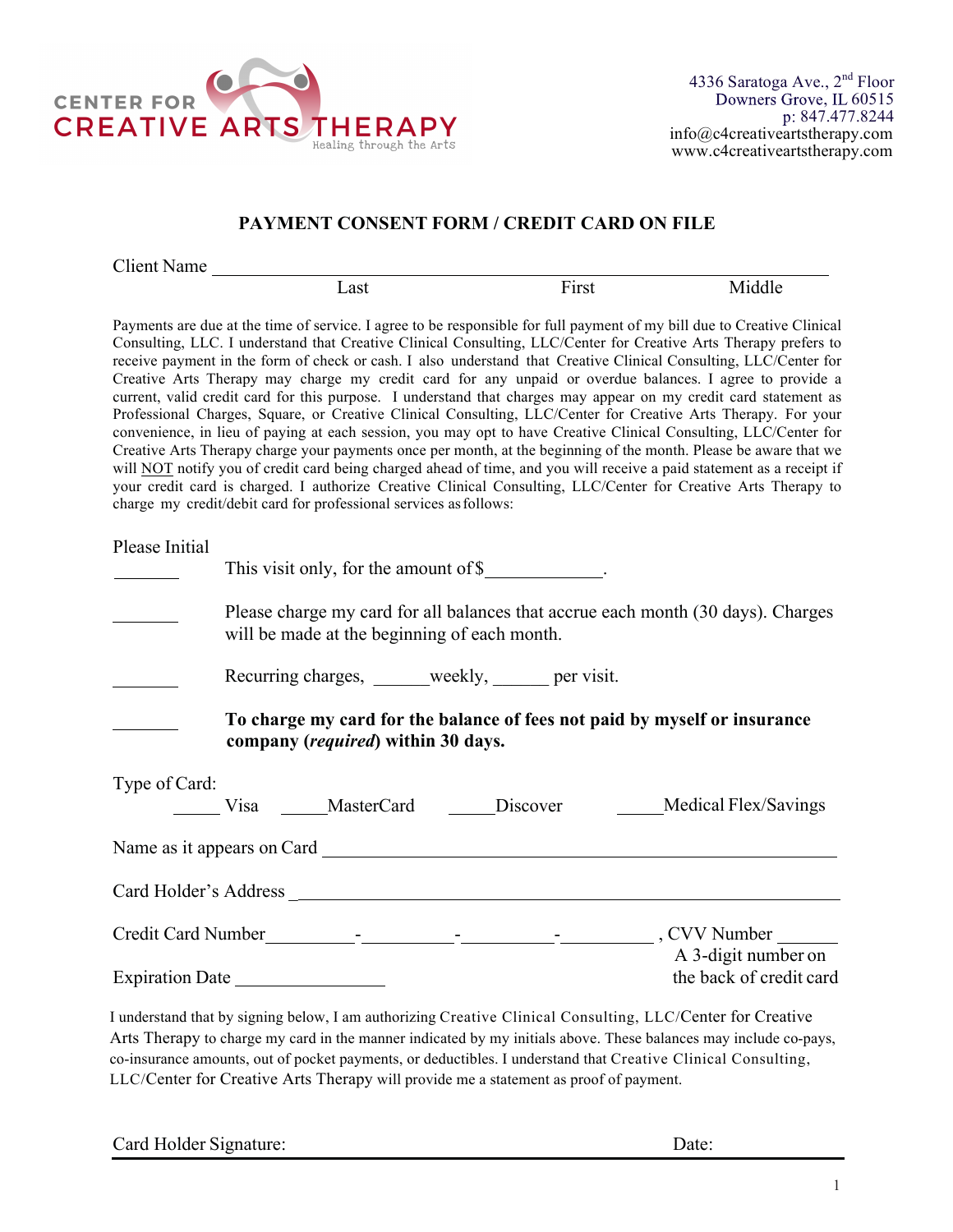CENTER FOR CREATIVE ARTS THERAPY
Healing through the Arts

4336 Saratoga Ave., 2nd Floor
Downers Grove, IL 60515
p: 847.477.8244
info@c4creativeartstherapy.com
www.c4creativeartstherapy.com

## PAYMENT CONSENT FORM / CREDIT CARD ON FILE

Client Name ______________________________________________
Last First Middle

Payments are due at the time of service. I agree to be responsible for full payment of my bill due to Creative Clinical Consulting, LLC. I understand that Creative Clinical Consulting, LLC/Center for Creative Arts Therapy prefers to receive payment in the form of check or cash. I also understand that Creative Clinical Consulting, LLC/Center for Creative Arts Therapy may charge my credit card for any unpaid or overdue balances. I agree to provide a current, valid credit card for this purpose. I understand that charges may appear on my credit card statement as Professional Charges, Square, or Creative Clinical Consulting, LLC/Center for Creative Arts Therapy. For your convenience, in lieu of paying at each session, you may opt to have Creative Clinical Consulting, LLC/Center for Creative Arts Therapy charge your payments once per month, at the beginning of the month. Please be aware that we will NOT notify you of credit card being charged ahead of time, and you will receive a paid statement as a receipt if your credit card is charged. I authorize Creative Clinical Consulting, LLC/Center for Creative Arts Therapy to charge my credit/debit card for professional services as follows:

Please Initial

_______ This visit only, for the amount of $____________.

_______ Please charge my card for all balances that accrue each month (30 days). Charges will be made at the beginning of each month.

_______ Recurring charges, ______weekly, ______ per visit.

_______ **To charge my card for the balance of fees not paid by myself or insurance company (*required*) within 30 days.**

Type of Card:
_____ Visa _____MasterCard _____Discover _____Medical Flex/Savings

Name as it appears on Card ______________________________________________

Card Holder's Address ______________________________________________

Credit Card Number_________-_________-_________-_________ , CVV Number ______
A 3-digit number on the back of credit card

Expiration Date _______________

I understand that by signing below, I am authorizing Creative Clinical Consulting, LLC/Center for Creative Arts Therapy to charge my card in the manner indicated by my initials above. These balances may include co-pays, co-insurance amounts, out of pocket payments, or deductibles. I understand that Creative Clinical Consulting, LLC/Center for Creative Arts Therapy will provide me a statement as proof of payment.

Card Holder Signature: Date: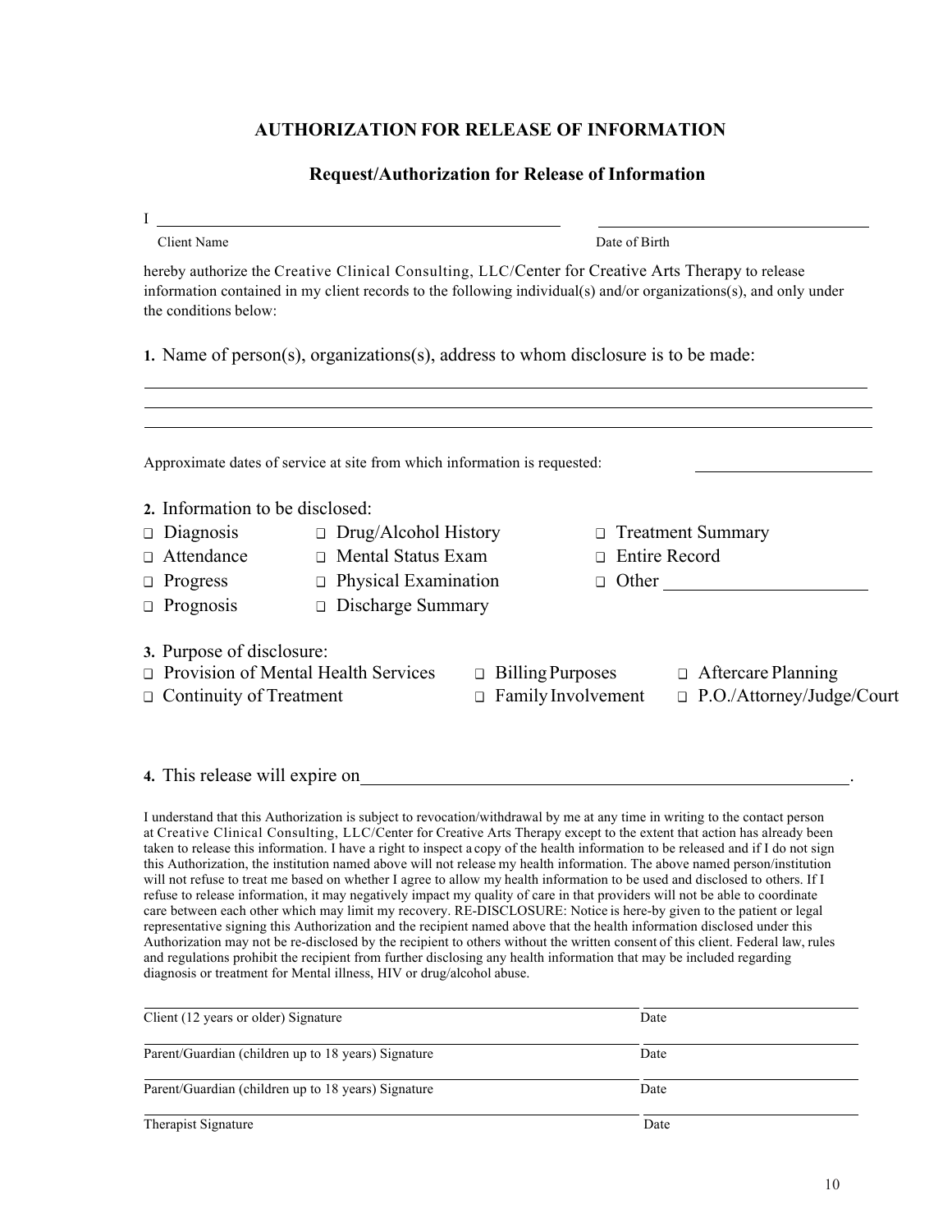# AUTHORIZATION FOR RELEASE OF INFORMATION

## Request/Authorization for Release of Information

I ______________________________________________ ______________________________

Client Name — Date of Birth

hereby authorize the Creative Clinical Consulting, LLC/Center for Creative Arts Therapy to release information contained in my client records to the following individual(s) and/or organizations(s), and only under the conditions below:

**1.** Name of person(s), organizations(s), address to whom disclosure is to be made:

______________________________________________________________________

______________________________________________________________________

______________________________________________________________________

Approximate dates of service at site from which information is requested: ____________________

**2.** Information to be disclosed:

- ☐ Diagnosis
- ☐ Attendance
- ☐ Progress
- ☐ Prognosis
- ☐ Drug/Alcohol History
- ☐ Mental Status Exam
- ☐ Physical Examination
- ☐ Discharge Summary
- ☐ Treatment Summary
- ☐ Entire Record
- ☐ Other ____________________

**3.** Purpose of disclosure:

- ☐ Provision of Mental Health Services
- ☐ Continuity of Treatment
- ☐ Billing Purposes
- ☐ Family Involvement
- ☐ Aftercare Planning
- ☐ P.O./Attorney/Judge/Court

**4.** This release will expire on______________________________________________.

I understand that this Authorization is subject to revocation/withdrawal by me at any time in writing to the contact person at Creative Clinical Consulting, LLC/Center for Creative Arts Therapy except to the extent that action has already been taken to release this information. I have a right to inspect a copy of the health information to be released and if I do not sign this Authorization, the institution named above will not release my health information. The above named person/institution will not refuse to treat me based on whether I agree to allow my health information to be used and disclosed to others. If I refuse to release information, it may negatively impact my quality of care in that providers will not be able to coordinate care between each other which may limit my recovery. RE-DISCLOSURE: Notice is here-by given to the patient or legal representative signing this Authorization and the recipient named above that the health information disclosed under this Authorization may not be re-disclosed by the recipient to others without the written consent of this client. Federal law, rules and regulations prohibit the recipient from further disclosing any health information that may be included regarding diagnosis or treatment for Mental illness, HIV or drug/alcohol abuse.

______________________________________________ ____________________

Client (12 years or older) Signature — Date

______________________________________________ ____________________

Parent/Guardian (children up to 18 years) Signature — Date

______________________________________________ ____________________

Parent/Guardian (children up to 18 years) Signature — Date

______________________________________________ ____________________

Therapist Signature — Date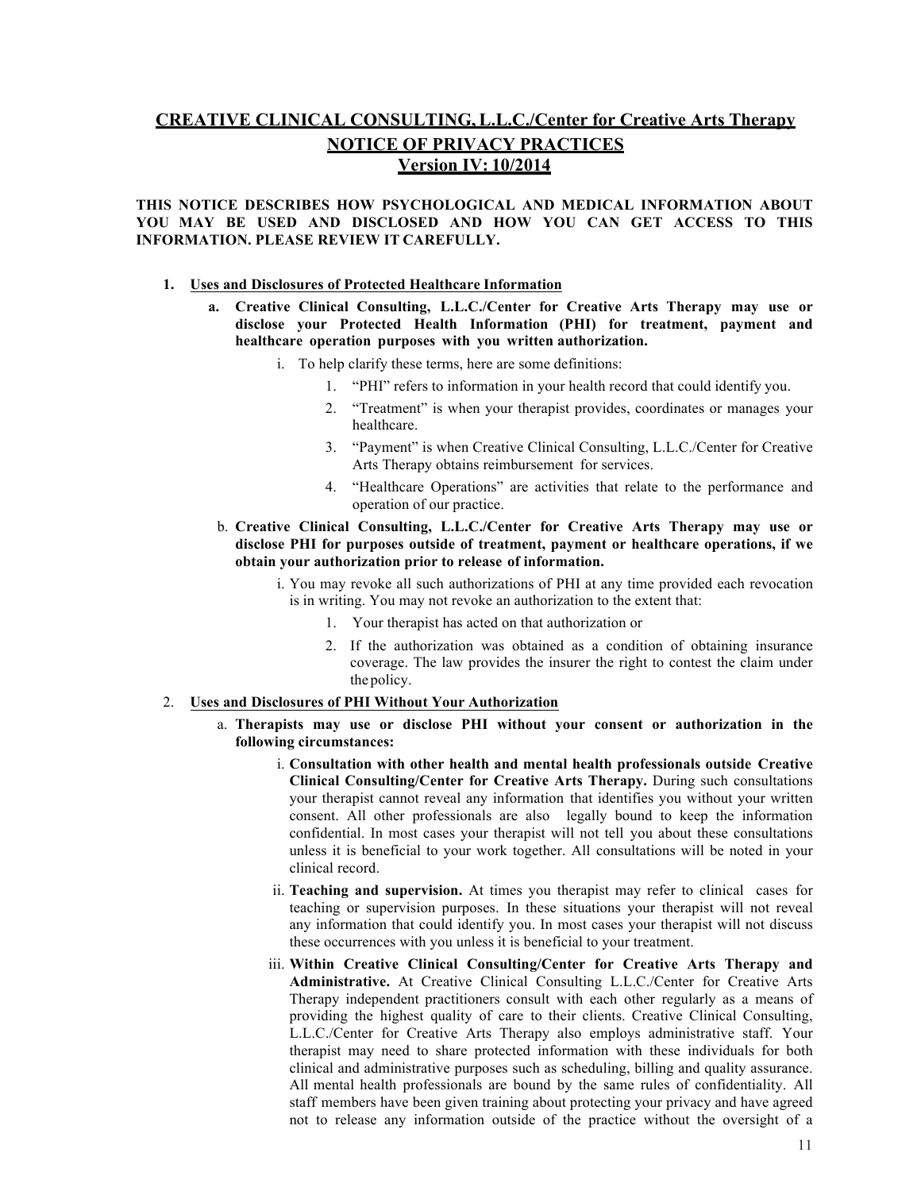# CREATIVE CLINICAL CONSULTING, L.L.C./Center for Creative Arts Therapy

## NOTICE OF PRIVACY PRACTICES

### Version IV: 10/2014

**THIS NOTICE DESCRIBES HOW PSYCHOLOGICAL AND MEDICAL INFORMATION ABOUT YOU MAY BE USED AND DISCLOSED AND HOW YOU CAN GET ACCESS TO THIS INFORMATION. PLEASE REVIEW IT CAREFULLY.**

1. **Uses and Disclosures of Protected Healthcare Information**
   a. **Creative Clinical Consulting, L.L.C./Center for Creative Arts Therapy may use or disclose your Protected Health Information (PHI) for treatment, payment and healthcare operation purposes with you written authorization.**
      i. To help clarify these terms, here are some definitions:
         1. "PHI" refers to information in your health record that could identify you.
         2. "Treatment" is when your therapist provides, coordinates or manages your healthcare.
         3. "Payment" is when Creative Clinical Consulting, L.L.C./Center for Creative Arts Therapy obtains reimbursement for services.
         4. "Healthcare Operations" are activities that relate to the performance and operation of our practice.

   b. **Creative Clinical Consulting, L.L.C./Center for Creative Arts Therapy may use or disclose PHI for purposes outside of treatment, payment or healthcare operations, if we obtain your authorization prior to release of information.**
      i. You may revoke all such authorizations of PHI at any time provided each revocation is in writing. You may not revoke an authorization to the extent that:
         1. Your therapist has acted on that authorization or
         2. If the authorization was obtained as a condition of obtaining insurance coverage. The law provides the insurer the right to contest the claim under the policy.

2. **Uses and Disclosures of PHI Without Your Authorization**
   a. **Therapists may use or disclose PHI without your consent or authorization in the following circumstances:**
      i. **Consultation with other health and mental health professionals outside Creative Clinical Consulting/Center for Creative Arts Therapy.** During such consultations your therapist cannot reveal any information that identifies you without your written consent. All other professionals are also legally bound to keep the information confidential. In most cases your therapist will not tell you about these consultations unless it is beneficial to your work together. All consultations will be noted in your clinical record.
      ii. **Teaching and supervision.** At times you therapist may refer to clinical cases for teaching or supervision purposes. In these situations your therapist will not reveal any information that could identify you. In most cases your therapist will not discuss these occurrences with you unless it is beneficial to your treatment.
      iii. **Within Creative Clinical Consulting/Center for Creative Arts Therapy and Administrative.** At Creative Clinical Consulting L.L.C./Center for Creative Arts Therapy independent practitioners consult with each other regularly as a means of providing the highest quality of care to their clients. Creative Clinical Consulting, L.L.C./Center for Creative Arts Therapy also employs administrative staff. Your therapist may need to share protected information with these individuals for both clinical and administrative purposes such as scheduling, billing and quality assurance. All mental health professionals are bound by the same rules of confidentiality. All staff members have been given training about protecting your privacy and have agreed not to release any information outside of the practice without the oversight of a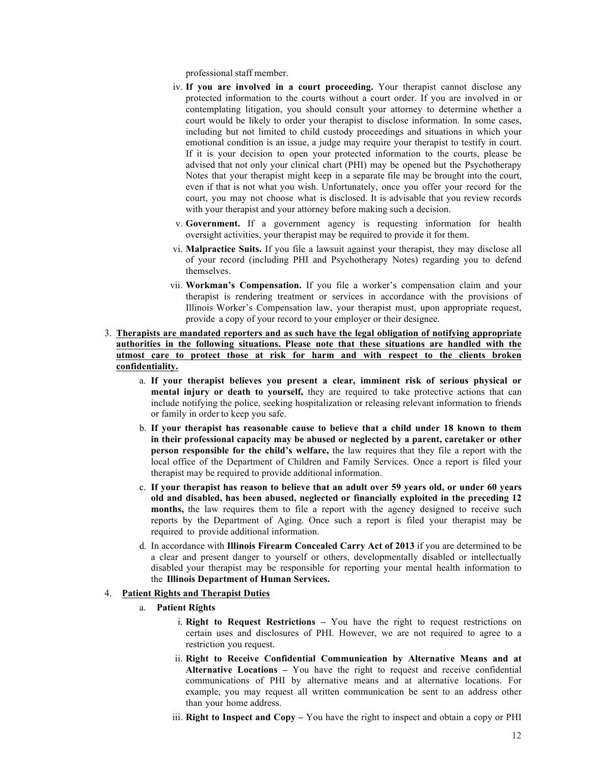professional staff member.

iv. **If you are involved in a court proceeding.** Your therapist cannot disclose any protected information to the courts without a court order. If you are involved in or contemplating litigation, you should consult your attorney to determine whether a court would be likely to order your therapist to disclose information. In some cases, including but not limited to child custody proceedings and situations in which your emotional condition is an issue, a judge may require your therapist to testify in court. If it is your decision to open your protected information to the courts, please be advised that not only your clinical chart (PHI) may be opened but the Psychotherapy Notes that your therapist might keep in a separate file may be brought into the court, even if that is not what you wish. Unfortunately, once you offer your record for the court, you may not choose what is disclosed. It is advisable that you review records with your therapist and your attorney before making such a decision.

v. **Government.** If a government agency is requesting information for health oversight activities, your therapist may be required to provide it for them.

vi. **Malpractice Suits.** If you file a lawsuit against your therapist, they may disclose all of your record (including PHI and Psychotherapy Notes) regarding you to defend themselves.

vii. **Workman's Compensation.** If you file a worker's compensation claim and your therapist is rendering treatment or services in accordance with the provisions of Illinois Worker's Compensation law, your therapist must, upon appropriate request, provide a copy of your record to your employer or their designee.

3. **Therapists are mandated reporters and as such have the legal obligation of notifying appropriate authorities in the following situations. Please note that these situations are handled with the utmost care to protect those at risk for harm and with respect to the clients broken confidentiality.**

   a. **If your therapist believes you present a clear, imminent risk of serious physical or mental injury or death to yourself,** they are required to take protective actions that can include notifying the police, seeking hospitalization or releasing relevant information to friends or family in order to keep you safe.

   b. **If your therapist has reasonable cause to believe that a child under 18 known to them in their professional capacity may be abused or neglected by a parent, caretaker or other person responsible for the child's welfare,** the law requires that they file a report with the local office of the Department of Children and Family Services. Once a report is filed your therapist may be required to provide additional information.

   c. **If your therapist has reason to believe that an adult over 59 years old, or under 60 years old and disabled, has been abused, neglected or financially exploited in the preceding 12 months,** the law requires them to file a report with the agency designed to receive such reports by the Department of Aging. Once such a report is filed your therapist may be required to provide additional information.

   d. In accordance with **Illinois Firearm Concealed Carry Act of 2013** if you are determined to be a clear and present danger to yourself or others, developmentally disabled or intellectually disabled your therapist may be responsible for reporting your mental health information to the **Illinois Department of Human Services.**

4. **Patient Rights and Therapist Duties**

   a. **Patient Rights**

      i. **Right to Request Restrictions –** You have the right to request restrictions on certain uses and disclosures of PHI. However, we are not required to agree to a restriction you request.

      ii. **Right to Receive Confidential Communication by Alternative Means and at Alternative Locations –** You have the right to request and receive confidential communications of PHI by alternative means and at alternative locations. For example, you may request all written communication be sent to an address other than your home address.

      iii. **Right to Inspect and Copy –** You have the right to inspect and obtain a copy or PHI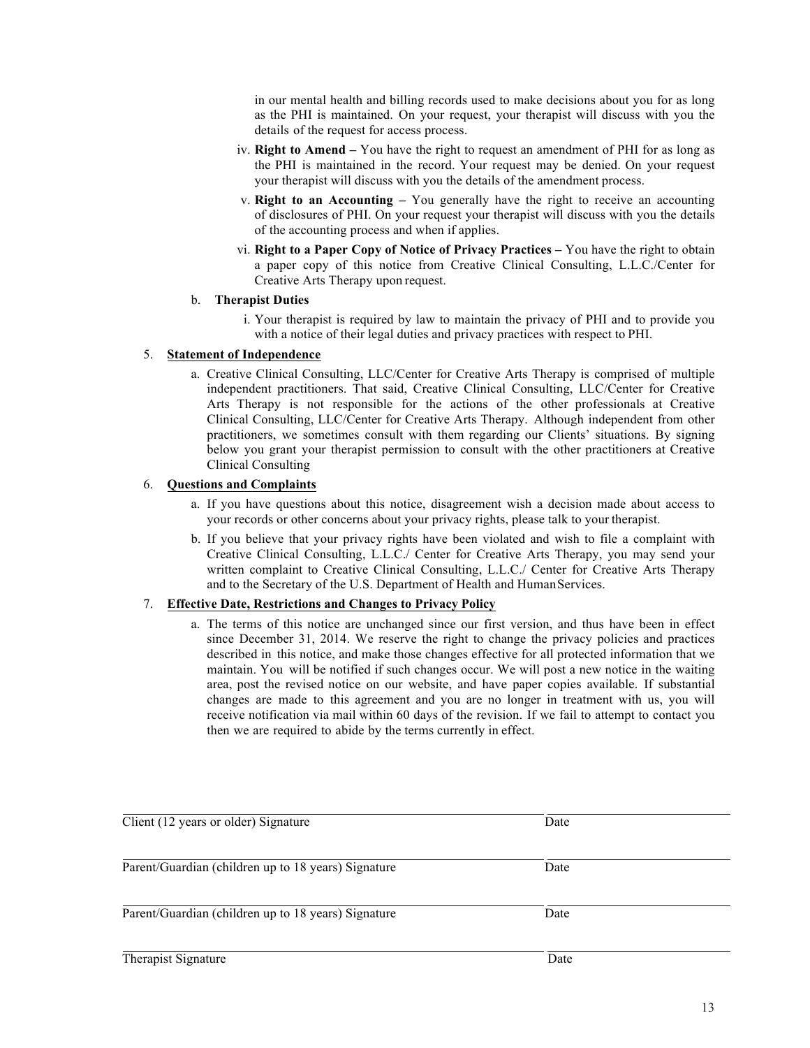in our mental health and billing records used to make decisions about you for as long as the PHI is maintained. On your request, your therapist will discuss with you the details of the request for access process.

iv. **Right to Amend –** You have the right to request an amendment of PHI for as long as the PHI is maintained in the record. Your request may be denied. On your request your therapist will discuss with you the details of the amendment process.

v. **Right to an Accounting –** You generally have the right to receive an accounting of disclosures of PHI. On your request your therapist will discuss with you the details of the accounting process and when if applies.

vi. **Right to a Paper Copy of Notice of Privacy Practices –** You have the right to obtain a paper copy of this notice from Creative Clinical Consulting, L.L.C./Center for Creative Arts Therapy upon request.

b. **Therapist Duties**

i. Your therapist is required by law to maintain the privacy of PHI and to provide you with a notice of their legal duties and privacy practices with respect to PHI.

5. **Statement of Independence**

a. Creative Clinical Consulting, LLC/Center for Creative Arts Therapy is comprised of multiple independent practitioners. That said, Creative Clinical Consulting, LLC/Center for Creative Arts Therapy is not responsible for the actions of the other professionals at Creative Clinical Consulting, LLC/Center for Creative Arts Therapy. Although independent from other practitioners, we sometimes consult with them regarding our Clients' situations. By signing below you grant your therapist permission to consult with the other practitioners at Creative Clinical Consulting

6. **Questions and Complaints**

a. If you have questions about this notice, disagreement wish a decision made about access to your records or other concerns about your privacy rights, please talk to your therapist.

b. If you believe that your privacy rights have been violated and wish to file a complaint with Creative Clinical Consulting, L.L.C./ Center for Creative Arts Therapy, you may send your written complaint to Creative Clinical Consulting, L.L.C./ Center for Creative Arts Therapy and to the Secretary of the U.S. Department of Health and Human Services.

7. **Effective Date, Restrictions and Changes to Privacy Policy**

a. The terms of this notice are unchanged since our first version, and thus have been in effect since December 31, 2014. We reserve the right to change the privacy policies and practices described in this notice, and make those changes effective for all protected information that we maintain. You will be notified if such changes occur. We will post a new notice in the waiting area, post the revised notice on our website, and have paper copies available. If substantial changes are made to this agreement and you are no longer in treatment with us, you will receive notification via mail within 60 days of the revision. If we fail to attempt to contact you then we are required to abide by the terms currently in effect.

\_\_\_\_\_\_\_\_\_\_\_\_\_\_\_\_\_\_\_\_\_\_\_\_\_\_\_\_\_\_\_\_\_\_\_\_\_\_\_\_ \_\_\_\_\_\_\_\_\_\_\_\_\_\_\_\_
Client (12 years or older) Signature Date

\_\_\_\_\_\_\_\_\_\_\_\_\_\_\_\_\_\_\_\_\_\_\_\_\_\_\_\_\_\_\_\_\_\_\_\_\_\_\_\_ \_\_\_\_\_\_\_\_\_\_\_\_\_\_\_\_
Parent/Guardian (children up to 18 years) Signature Date

\_\_\_\_\_\_\_\_\_\_\_\_\_\_\_\_\_\_\_\_\_\_\_\_\_\_\_\_\_\_\_\_\_\_\_\_\_\_\_\_ \_\_\_\_\_\_\_\_\_\_\_\_\_\_\_\_
Parent/Guardian (children up to 18 years) Signature Date

\_\_\_\_\_\_\_\_\_\_\_\_\_\_\_\_\_\_\_\_\_\_\_\_\_\_\_\_\_\_\_\_\_\_\_\_\_\_\_\_ \_\_\_\_\_\_\_\_\_\_\_\_\_\_\_\_
Therapist Signature Date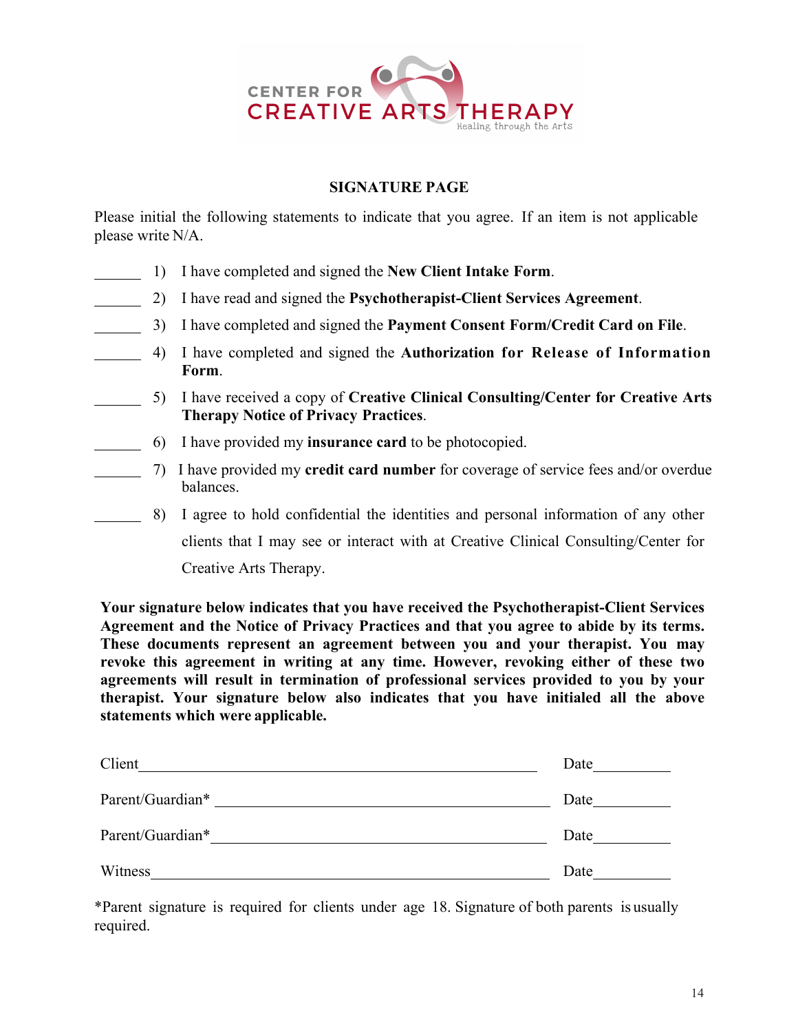CENTER FOR CREATIVE ARTS THERAPY

Healing through the Arts

## SIGNATURE PAGE

Please initial the following statements to indicate that you agree. If an item is not applicable please write N/A.

______ 1) I have completed and signed the **New Client Intake Form**.

______ 2) I have read and signed the **Psychotherapist-Client Services Agreement**.

______ 3) I have completed and signed the **Payment Consent Form/Credit Card on File**.

______ 4) I have completed and signed the **Authorization for Release of Information Form**.

______ 5) I have received a copy of **Creative Clinical Consulting/Center for Creative Arts Therapy Notice of Privacy Practices**.

______ 6) I have provided my **insurance card** to be photocopied.

______ 7) I have provided my **credit card number** for coverage of service fees and/or overdue balances.

______ 8) I agree to hold confidential the identities and personal information of any other clients that I may see or interact with at Creative Clinical Consulting/Center for Creative Arts Therapy.

**Your signature below indicates that you have received the Psychotherapist-Client Services Agreement and the Notice of Privacy Practices and that you agree to abide by its terms. These documents represent an agreement between you and your therapist. You may revoke this agreement in writing at any time. However, revoking either of these two agreements will result in termination of professional services provided to you by your therapist. Your signature below also indicates that you have initialed all the above statements which were applicable.**

Client________________________________________________ Date__________

Parent/Guardian* ______________________________________ Date__________

Parent/Guardian*_______________________________________ Date__________

Witness______________________________________________ Date__________

*Parent signature is required for clients under age 18. Signature of both parents is usually required.